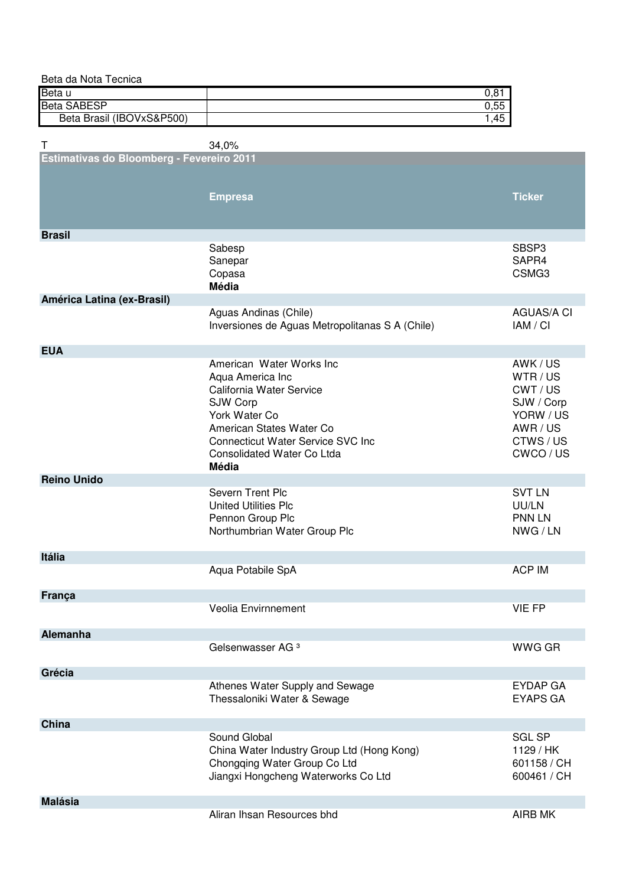Beta da Nota Tecnica

| | |
|---|---|
| Beta u | 0,81 |
| Beta SABESP | 0,55 |
| Beta Brasil (IBOVxS&P500) | 1,45 |

T 34,0%

| Estimativas do Bloomberg - Fevereiro 2011 | | |
|---|---|---|
| | **Empresa** | **Ticker** |
| **Brasil** | | |
| | Sabesp | SBSP3 |
| | Sanepar | SAPR4 |
| | Copasa | CSMG3 |
| | **Média** | |
| **América Latina (ex-Brasil)** | | |
| | Aguas Andinas (Chile) | AGUAS/A CI |
| | Inversiones de Aguas Metropolitanas S A (Chile) | IAM / CI |
| **EUA** | | |
| | American Water Works Inc | AWK / US |
| | Aqua America Inc | WTR / US |
| | California Water Service | CWT / US |
| | SJW Corp | SJW / Corp |
| | York Water Co | YORW / US |
| | American States Water Co | AWR / US |
| | Connecticut Water Service SVC Inc | CTWS / US |
| | Consolidated Water Co Ltda | CWCO / US |
| | **Média** | |
| **Reino Unido** | | |
| | Severn Trent Plc | SVT LN |
| | United Utilities Plc | UU/LN |
| | Pennon Group Plc | PNN LN |
| | Northumbrian Water Group Plc | NWG / LN |
| **Itália** | | |
| | Aqua Potabile SpA | ACP IM |
| **França** | | |
| | Veolia Envirnnement | VIE FP |
| **Alemanha** | | |
| | Gelsenwasser AG [3] | WWG GR |
| **Grécia** | | |
| | Athenes Water Supply and Sewage | EYDAP GA |
| | Thessaloniki Water & Sewage | EYAPS GA |
| **China** | | |
| | Sound Global | SGL SP |
| | China Water Industry Group Ltd (Hong Kong) | 1129 / HK |
| | Chongqing Water Group Co Ltd | 601158 / CH |
| | Jiangxi Hongcheng Waterworks Co Ltd | 600461 / CH |
| **Malásia** | | |
| | Aliran Ihsan Resources bhd | AIRB MK |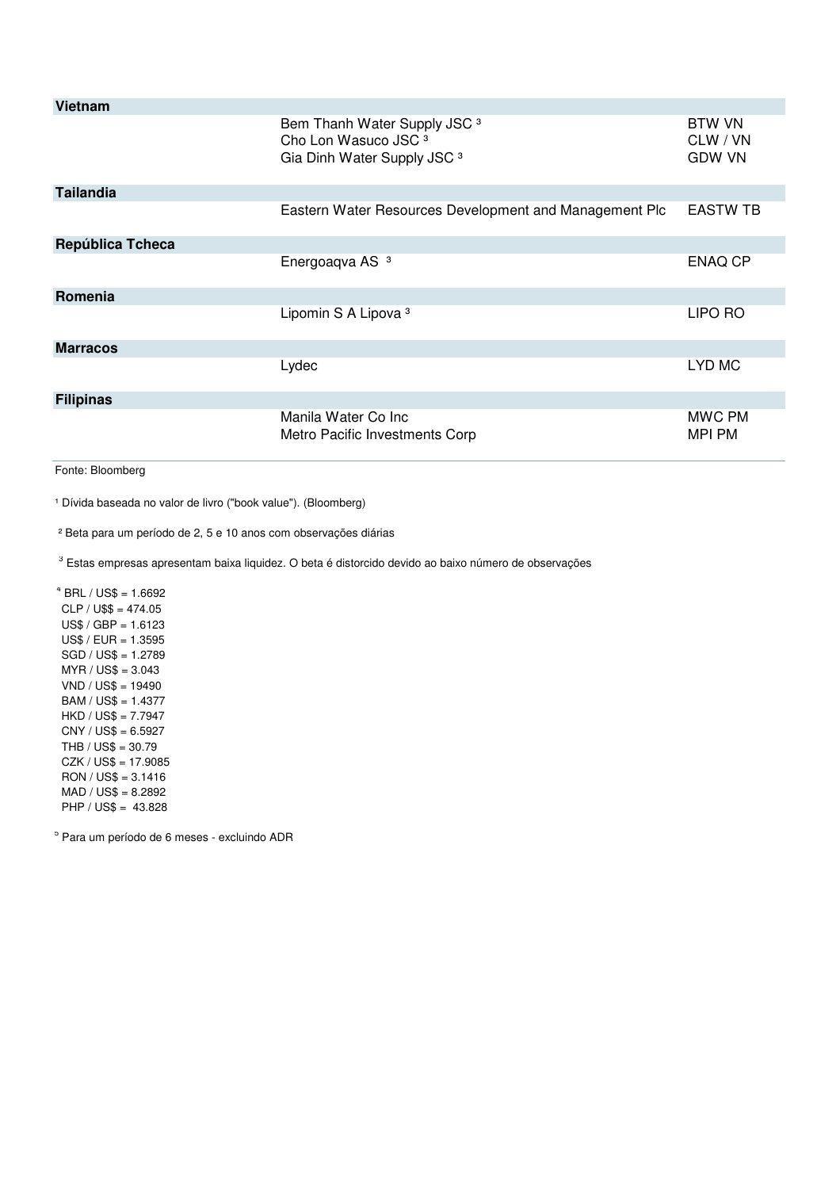| País | Empresa | Ticker |
|---|---|---|
| **Vietnam** | | |
| | Bem Thanh Water Supply JSC [3] | BTW VN |
| | Cho Lon Wasuco JSC [3] | CLW / VN |
| | Gia Dinh Water Supply JSC [3] | GDW VN |
| **Tailandia** | | |
| | Eastern Water Resources Development and Management Plc | EASTW TB |
| **República Tcheca** | | |
| | Energoaqva AS [3] | ENAQ CP |
| **Romenia** | | |
| | Lipomin S A Lipova [3] | LIPO RO |
| **Marracos** | | |
| | Lydec | LYD MC |
| **Filipinas** | | |
| | Manila Water Co Inc | MWC PM |
| | Metro Pacific Investments Corp | MPI PM |

Fonte: Bloomberg

[1] Dívida baseada no valor de livro ("book value"). (Bloomberg)

[2] Beta para um período de 2, 5 e 10 anos com observações diárias

[3] Estas empresas apresentam baixa liquidez. O beta é distorcido devido ao baixo número de observações

[4] BRL / US$ = 1.6692
CLP / U$$ = 474.05
US$ / GBP = 1.6123
US$ / EUR = 1.3595
SGD / US$ = 1.2789
MYR / US$ = 3.043
VND / US$ = 19490
BAM / US$ = 1.4377
HKD / US$ = 7.7947
CNY / US$ = 6.5927
THB / US$ = 30.79
CZK / US$ = 17.9085
RON / US$ = 3.1416
MAD / US$ = 8.2892
PHP / US$ = 43.828

[5] Para um período de 6 meses - excluindo ADR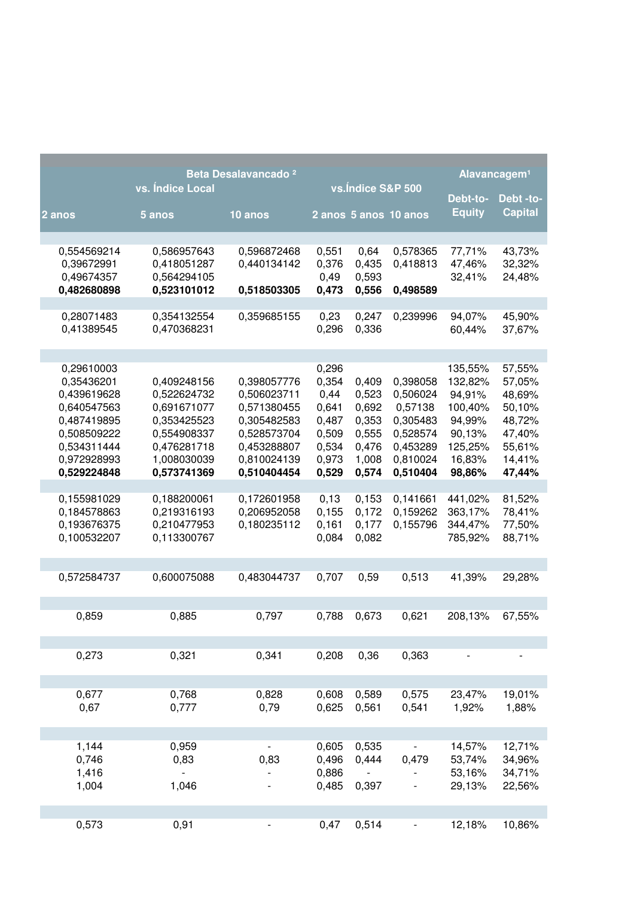| Beta Desalavancado [2] | | | | | | Alavancagem[1] | |
|---|---|---|---|---|---|---|---|
| vs. Índice Local | | | vs.Índice S&P 500 | | | Debt-to-Equity | Debt -to-Capital |
| 2 anos | 5 anos | 10 anos | 2 anos | 5 anos | 10 anos | | |
| | | | | | | | |
| 0,554569214 | 0,586957643 | 0,596872468 | 0,551 | 0,64 | 0,578365 | 77,71% | 43,73% |
| 0,39672991 | 0,418051287 | 0,440134142 | 0,376 | 0,435 | 0,418813 | 47,46% | 32,32% |
| 0,49674357 | 0,564294105 | | 0,49 | 0,593 | | 32,41% | 24,48% |
| **0,482680898** | **0,523101012** | **0,518503305** | **0,473** | **0,556** | **0,498589** | | |
| | | | | | | | |
| 0,28071483 | 0,354132554 | 0,359685155 | 0,23 | 0,247 | 0,239996 | 94,07% | 45,90% |
| 0,41389545 | 0,470368231 | | 0,296 | 0,336 | | 60,44% | 37,67% |
| | | | | | | | |
| 0,29610003 | | | 0,296 | | | 135,55% | 57,55% |
| 0,35436201 | 0,409248156 | 0,398057776 | 0,354 | 0,409 | 0,398058 | 132,82% | 57,05% |
| 0,439619628 | 0,522624732 | 0,506023711 | 0,44 | 0,523 | 0,506024 | 94,91% | 48,69% |
| 0,640547563 | 0,691671077 | 0,571380455 | 0,641 | 0,692 | 0,57138 | 100,40% | 50,10% |
| 0,487419895 | 0,353425523 | 0,305482583 | 0,487 | 0,353 | 0,305483 | 94,99% | 48,72% |
| 0,508509222 | 0,554908337 | 0,528573704 | 0,509 | 0,555 | 0,528574 | 90,13% | 47,40% |
| 0,534311444 | 0,476281718 | 0,453288807 | 0,534 | 0,476 | 0,453289 | 125,25% | 55,61% |
| 0,972928993 | 1,008030039 | 0,810024139 | 0,973 | 1,008 | 0,810024 | 16,83% | 14,41% |
| **0,529224848** | **0,573741369** | **0,510404454** | **0,529** | **0,574** | **0,510404** | **98,86%** | **47,44%** |
| | | | | | | | |
| 0,155981029 | 0,188200061 | 0,172601958 | 0,13 | 0,153 | 0,141661 | 441,02% | 81,52% |
| 0,184578863 | 0,219316193 | 0,206952058 | 0,155 | 0,172 | 0,159262 | 363,17% | 78,41% |
| 0,193676375 | 0,210477953 | 0,180235112 | 0,161 | 0,177 | 0,155796 | 344,47% | 77,50% |
| 0,100532207 | 0,113300767 | | 0,084 | 0,082 | | 785,92% | 88,71% |
| | | | | | | | |
| 0,572584737 | 0,600075088 | 0,483044737 | 0,707 | 0,59 | 0,513 | 41,39% | 29,28% |
| | | | | | | | |
| 0,859 | 0,885 | 0,797 | 0,788 | 0,673 | 0,621 | 208,13% | 67,55% |
| | | | | | | | |
| 0,273 | 0,321 | 0,341 | 0,208 | 0,36 | 0,363 | - | - |
| | | | | | | | |
| 0,677 | 0,768 | 0,828 | 0,608 | 0,589 | 0,575 | 23,47% | 19,01% |
| 0,67 | 0,777 | 0,79 | 0,625 | 0,561 | 0,541 | 1,92% | 1,88% |
| | | | | | | | |
| 1,144 | 0,959 | - | 0,605 | 0,535 | - | 14,57% | 12,71% |
| 0,746 | 0,83 | 0,83 | 0,496 | 0,444 | 0,479 | 53,74% | 34,96% |
| 1,416 | - | - | 0,886 | - | - | 53,16% | 34,71% |
| 1,004 | 1,046 | - | 0,485 | 0,397 | - | 29,13% | 22,56% |
| | | | | | | | |
| 0,573 | 0,91 | - | 0,47 | 0,514 | - | 12,18% | 10,86% |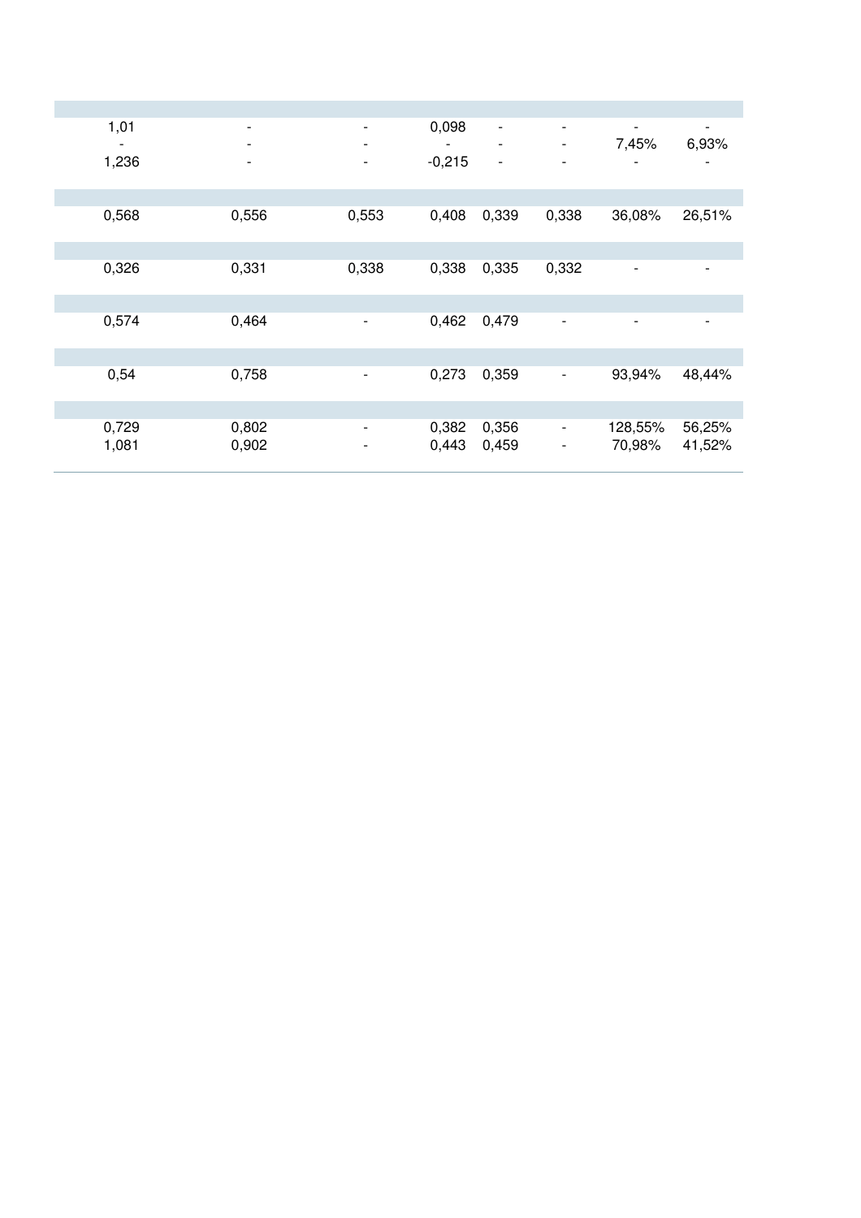| | | | | | | | |
|---|---|---|---|---|---|---|---|
| | | | | | | | |
| 1,01 | - | - | 0,098 | - | - | - | - |
| - | - | - | - | - | - | 7,45% | 6,93% |
| 1,236 | - | - | -0,215 | - | - | - | - |
| | | | | | | | |
| 0,568 | 0,556 | 0,553 | 0,408 | 0,339 | 0,338 | 36,08% | 26,51% |
| | | | | | | | |
| 0,326 | 0,331 | 0,338 | 0,338 | 0,335 | 0,332 | - | - |
| | | | | | | | |
| 0,574 | 0,464 | - | 0,462 | 0,479 | - | - | - |
| | | | | | | | |
| 0,54 | 0,758 | - | 0,273 | 0,359 | - | 93,94% | 48,44% |
| | | | | | | | |
| 0,729 | 0,802 | - | 0,382 | 0,356 | - | 128,55% | 56,25% |
| 1,081 | 0,902 | - | 0,443 | 0,459 | - | 70,98% | 41,52% |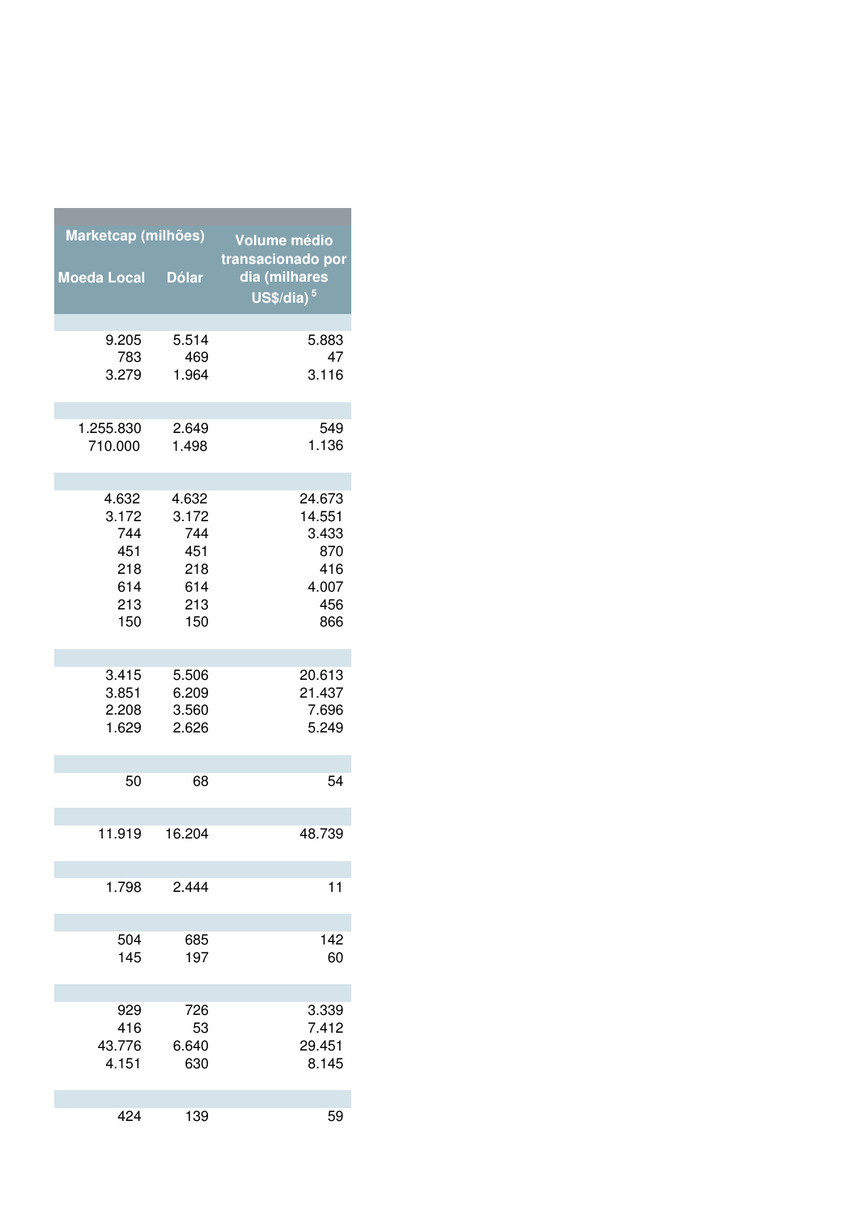| Marketcap (milhões) | | Volume médio transacionado por dia (milhares US$/dia) [5] |
|---|---|---|
| Moeda Local | Dólar | |
| | | |
| 9.205 | 5.514 | 5.883 |
| 783 | 469 | 47 |
| 3.279 | 1.964 | 3.116 |
| | | |
| 1.255.830 | 2.649 | 549 |
| 710.000 | 1.498 | 1.136 |
| | | |
| 4.632 | 4.632 | 24.673 |
| 3.172 | 3.172 | 14.551 |
| 744 | 744 | 3.433 |
| 451 | 451 | 870 |
| 218 | 218 | 416 |
| 614 | 614 | 4.007 |
| 213 | 213 | 456 |
| 150 | 150 | 866 |
| | | |
| 3.415 | 5.506 | 20.613 |
| 3.851 | 6.209 | 21.437 |
| 2.208 | 3.560 | 7.696 |
| 1.629 | 2.626 | 5.249 |
| | | |
| 50 | 68 | 54 |
| | | |
| 11.919 | 16.204 | 48.739 |
| | | |
| 1.798 | 2.444 | 11 |
| | | |
| 504 | 685 | 142 |
| 145 | 197 | 60 |
| | | |
| 929 | 726 | 3.339 |
| 416 | 53 | 7.412 |
| 43.776 | 6.640 | 29.451 |
| 4.151 | 630 | 8.145 |
| | | |
| 424 | 139 | 59 |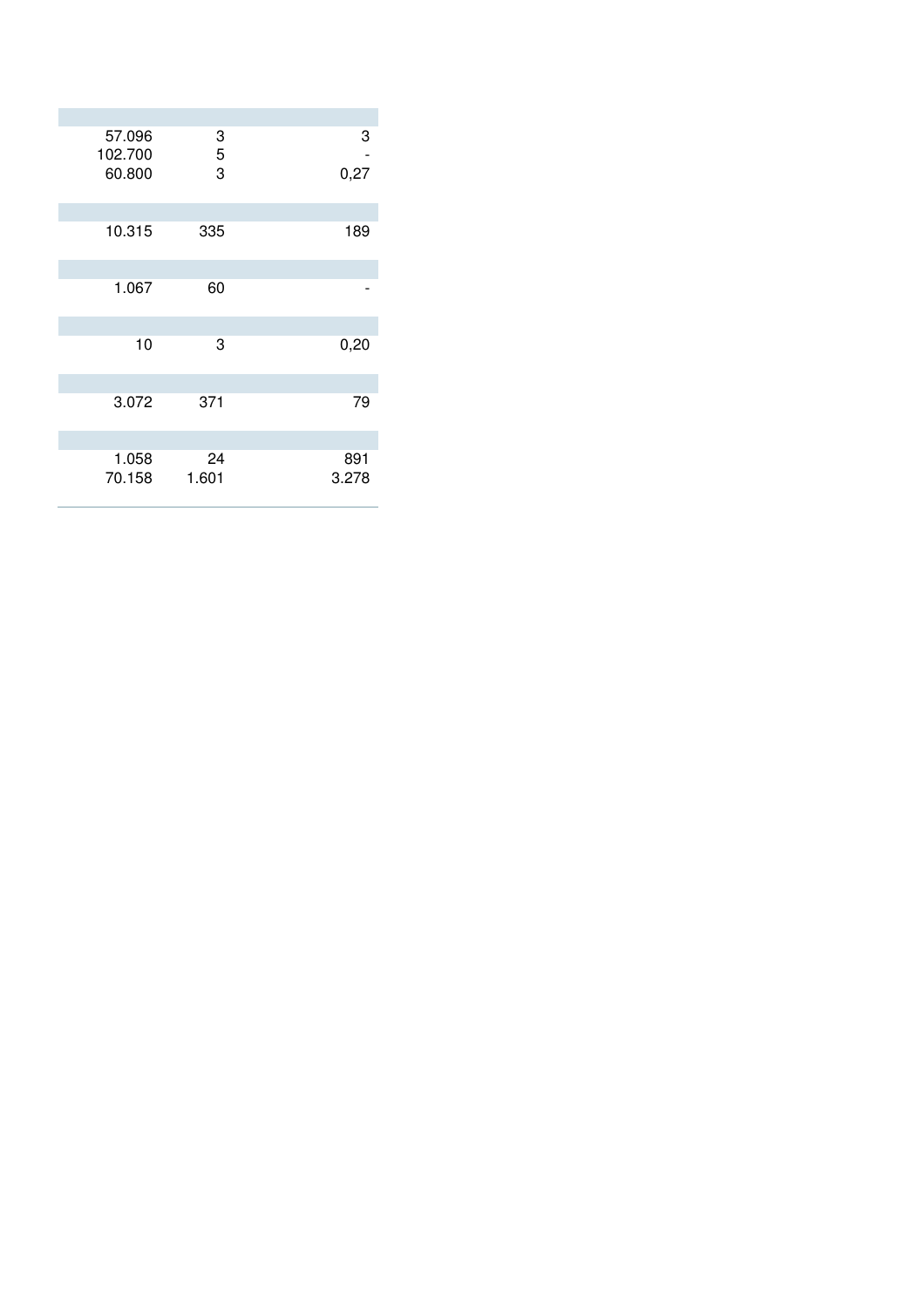| | | |
|---|---|---|
| | | |
| 57.096 | 3 | 3 |
| 102.700 | 5 | - |
| 60.800 | 3 | 0,27 |
| | | |
| 10.315 | 335 | 189 |
| | | |
| 1.067 | 60 | - |
| | | |
| 10 | 3 | 0,20 |
| | | |
| 3.072 | 371 | 79 |
| | | |
| 1.058 | 24 | 891 |
| 70.158 | 1.601 | 3.278 |